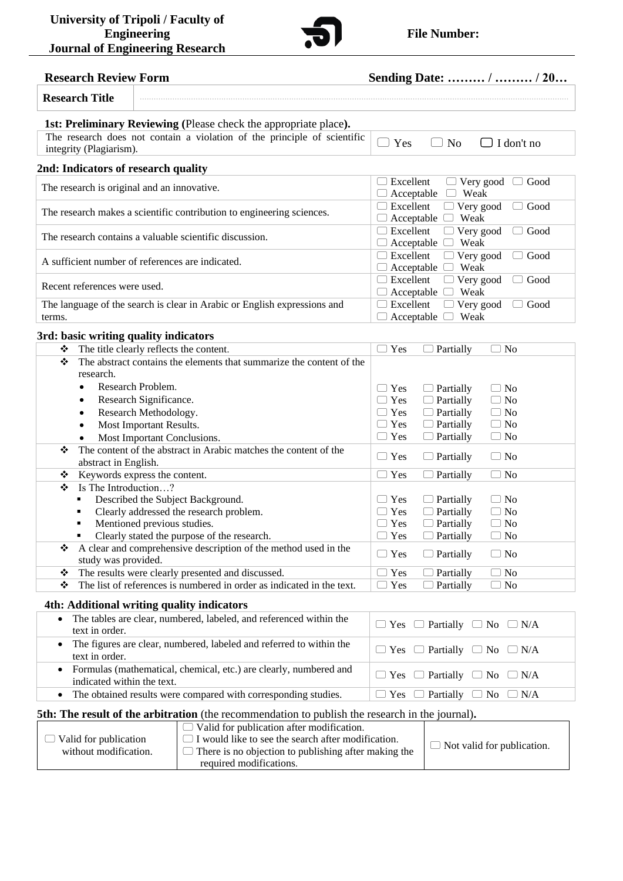**University of Tripoli / Faculty of Engineering**
**Journal of Engineering Research**

**File Number:**

**Research Review Form** **Sending Date: ……… / ……… / 20…**

| **Research Title** | |
|---|---|

**1st: Preliminary Reviewing (**Please check the appropriate place**).**

| | |
|---|---|
| The research does not contain a violation of the principle of scientific integrity (Plagiarism). | ☐ Yes ☐ No ☐ I don't no |

**2nd: Indicators of research quality**

| | |
|---|---|
| The research is original and an innovative. | ☐ Excellent ☐ Very good ☐ Good ☐ Acceptable ☐ Weak |
| The research makes a scientific contribution to engineering sciences. | ☐ Excellent ☐ Very good ☐ Good ☐ Acceptable ☐ Weak |
| The research contains a valuable scientific discussion. | ☐ Excellent ☐ Very good ☐ Good ☐ Acceptable ☐ Weak |
| A sufficient number of references are indicated. | ☐ Excellent ☐ Very good ☐ Good ☐ Acceptable ☐ Weak |
| Recent references were used. | ☐ Excellent ☐ Very good ☐ Good ☐ Acceptable ☐ Weak |
| The language of the search is clear in Arabic or English expressions and terms. | ☐ Excellent ☐ Very good ☐ Good ☐ Acceptable ☐ Weak |

**3rd: basic writing quality indicators**

| | |
|---|---|
| ❖ The title clearly reflects the content. | ☐ Yes ☐ Partially ☐ No |
| ❖ The abstract contains the elements that summarize the content of the research. | |
| • Research Problem. | ☐ Yes ☐ Partially ☐ No |
| • Research Significance. | ☐ Yes ☐ Partially ☐ No |
| • Research Methodology. | ☐ Yes ☐ Partially ☐ No |
| • Most Important Results. | ☐ Yes ☐ Partially ☐ No |
| • Most Important Conclusions. | ☐ Yes ☐ Partially ☐ No |
| ❖ The content of the abstract in Arabic matches the content of the abstract in English. | ☐ Yes ☐ Partially ☐ No |
| ❖ Keywords express the content. | ☐ Yes ☐ Partially ☐ No |
| ❖ Is The Introduction…? | |
| ▪ Described the Subject Background. | ☐ Yes ☐ Partially ☐ No |
| ▪ Clearly addressed the research problem. | ☐ Yes ☐ Partially ☐ No |
| ▪ Mentioned previous studies. | ☐ Yes ☐ Partially ☐ No |
| ▪ Clearly stated the purpose of the research. | ☐ Yes ☐ Partially ☐ No |
| ❖ A clear and comprehensive description of the method used in the study was provided. | ☐ Yes ☐ Partially ☐ No |
| ❖ The results were clearly presented and discussed. | ☐ Yes ☐ Partially ☐ No |
| ❖ The list of references is numbered in order as indicated in the text. | ☐ Yes ☐ Partially ☐ No |

**4th: Additional writing quality indicators**

| | |
|---|---|
| • The tables are clear, numbered, labeled, and referenced within the text in order. | ☐ Yes ☐ Partially ☐ No ☐ N/A |
| • The figures are clear, numbered, labeled and referred to within the text in order. | ☐ Yes ☐ Partially ☐ No ☐ N/A |
| • Formulas (mathematical, chemical, etc.) are clearly, numbered and indicated within the text. | ☐ Yes ☐ Partially ☐ No ☐ N/A |
| • The obtained results were compared with corresponding studies. | ☐ Yes ☐ Partially ☐ No ☐ N/A |

**5th: The result of the arbitration** (the recommendation to publish the research in the journal)**.**

| | | |
|---|---|---|
| ☐ Valid for publication without modification. | ☐ Valid for publication after modification. ☐ I would like to see the search after modification. ☐ There is no objection to publishing after making the required modifications. | ☐ Not valid for publication. |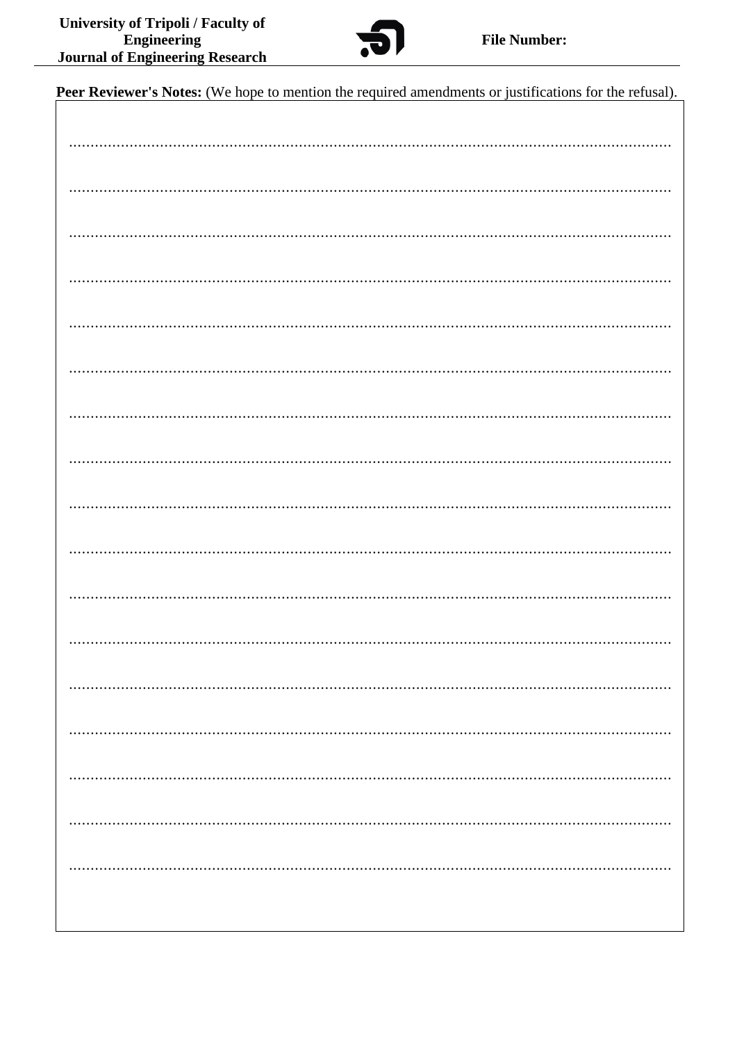**Peer Reviewer's Notes:** (We hope to mention the required amendments or justifications for the refusal).

.......................................................................................................................................

.......................................................................................................................................

.......................................................................................................................................

.......................................................................................................................................

.......................................................................................................................................

.......................................................................................................................................

.......................................................................................................................................

.......................................................................................................................................

.......................................................................................................................................

.......................................................................................................................................

.......................................................................................................................................

.......................................................................................................................................

.......................................................................................................................................

.......................................................................................................................................

.......................................................................................................................................

.......................................................................................................................................

.......................................................................................................................................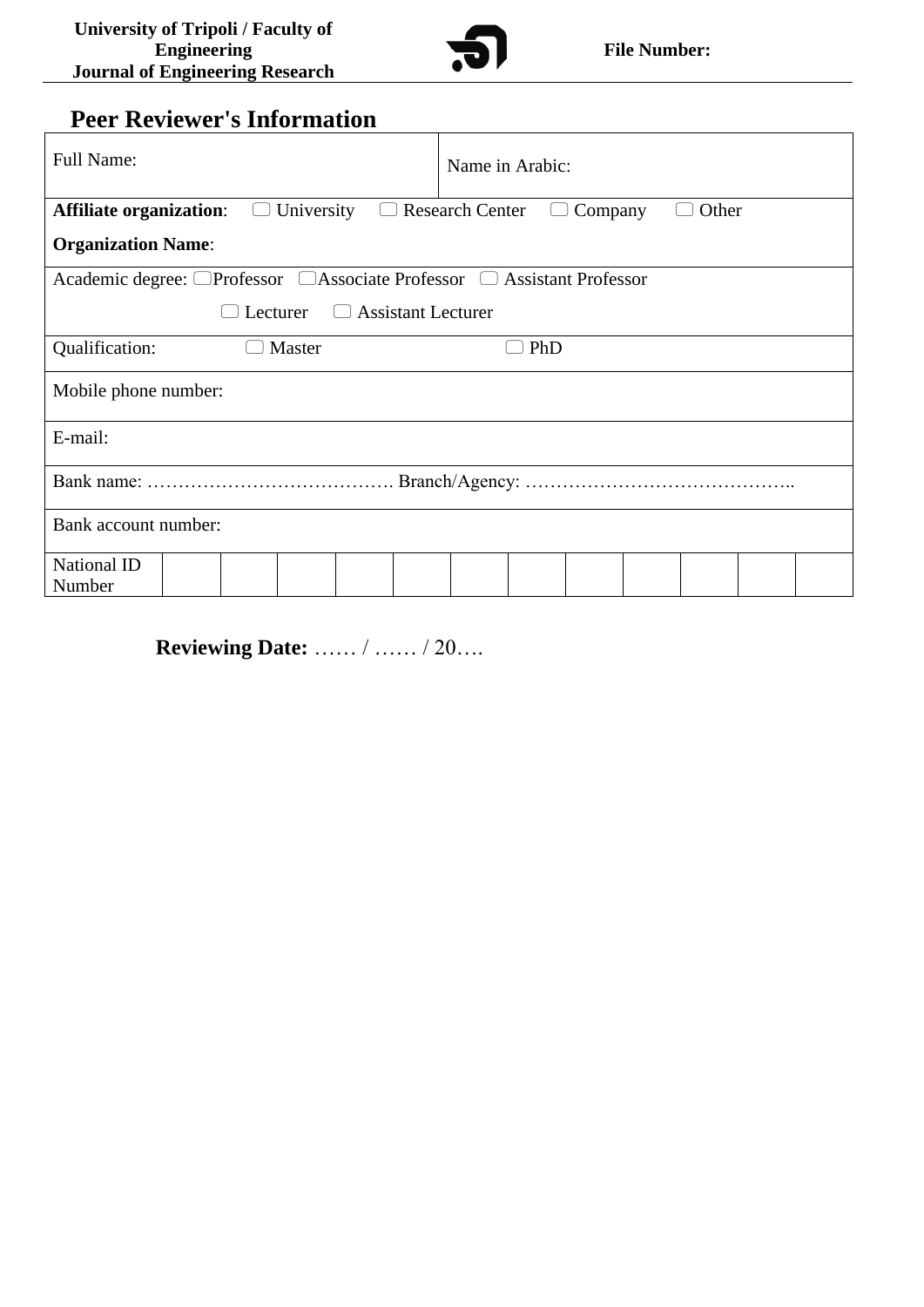**University of Tripoli / Faculty of Engineering**
**Journal of Engineering Research**

**File Number:**

## Peer Reviewer's Information

| | | | | | | | | | | | | |
|---|---|---|---|---|---|---|---|---|---|---|---|---|
| Full Name: | | | | | | | Name in Arabic: | | | | | |
| **Affiliate organization**: ☐ University ☐ Research Center ☐ Company ☐ Other<br>**Organization Name**: | | | | | | | | | | | | |
| Academic degree: ☐Professor ☐Associate Professor ☐ Assistant Professor<br>☐ Lecturer ☐ Assistant Lecturer | | | | | | | | | | | | |
| Qualification: ☐ Master ☐ PhD | | | | | | | | | | | | |
| Mobile phone number: | | | | | | | | | | | | |
| E-mail: | | | | | | | | | | | | |
| Bank name: …………………………………. Branch/Agency: …………………………………….. | | | | | | | | | | | | |
| Bank account number: | | | | | | | | | | | | |
| National ID Number | | | | | | | | | | | | |

**Reviewing Date:** …… / …… / 20….